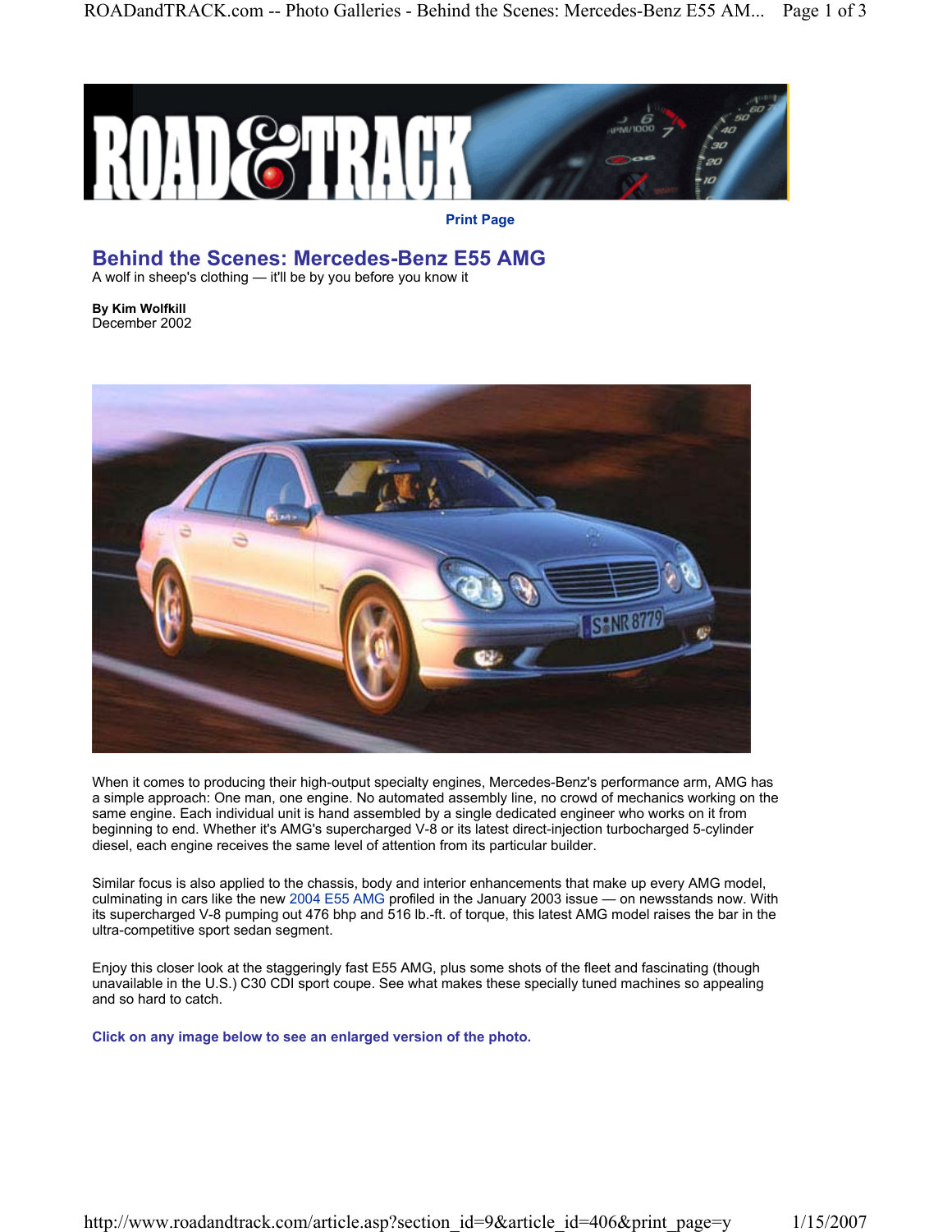Print Page

# Behind the Scenes: Mercedes-Benz E55 AMG

A wolf in sheep's clothing — it'll be by you before you know it

**By Kim Wolfkill**
December 2002

When it comes to producing their high-output specialty engines, Mercedes-Benz's performance arm, AMG has a simple approach: One man, one engine. No automated assembly line, no crowd of mechanics working on the same engine. Each individual unit is hand assembled by a single dedicated engineer who works on it from beginning to end. Whether it's AMG's supercharged V-8 or its latest direct-injection turbocharged 5-cylinder diesel, each engine receives the same level of attention from its particular builder.

Similar focus is also applied to the chassis, body and interior enhancements that make up every AMG model, culminating in cars like the new 2004 E55 AMG profiled in the January 2003 issue — on newsstands now. With its supercharged V-8 pumping out 476 bhp and 516 lb.-ft. of torque, this latest AMG model raises the bar in the ultra-competitive sport sedan segment.

Enjoy this closer look at the staggeringly fast E55 AMG, plus some shots of the fleet and fascinating (though unavailable in the U.S.) C30 CDI sport coupe. See what makes these specially tuned machines so appealing and so hard to catch.

**Click on any image below to see an enlarged version of the photo.**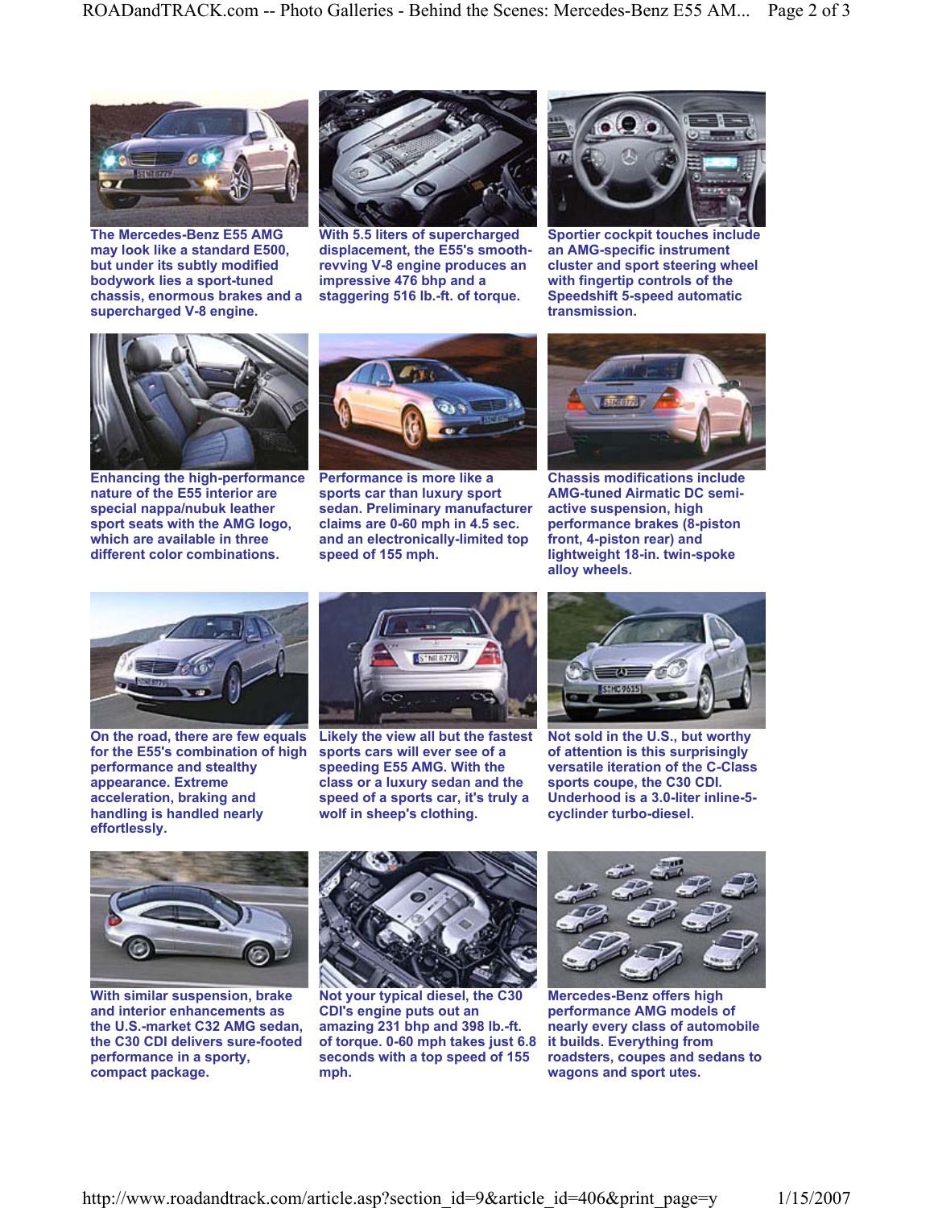The Mercedes-Benz E55 AMG may look like a standard E500, but under its subtly modified bodywork lies a sport-tuned chassis, enormous brakes and a supercharged V-8 engine.

With 5.5 liters of supercharged displacement, the E55's smooth-revving V-8 engine produces an impressive 476 bhp and a staggering 516 lb.-ft. of torque.

Sportier cockpit touches include an AMG-specific instrument cluster and sport steering wheel with fingertip controls of the Speedshift 5-speed automatic transmission.

Enhancing the high-performance nature of the E55 interior are special nappa/nubuk leather sport seats with the AMG logo, which are available in three different color combinations.

Performance is more like a sports car than luxury sport sedan. Preliminary manufacturer claims are 0-60 mph in 4.5 sec. and an electronically-limited top speed of 155 mph.

Chassis modifications include AMG-tuned Airmatic DC semi-active suspension, high performance brakes (8-piston front, 4-piston rear) and lightweight 18-in. twin-spoke alloy wheels.

On the road, there are few equals for the E55's combination of high performance and stealthy appearance. Extreme acceleration, braking and handling is handled nearly effortlessly.

Likely the view all but the fastest sports cars will ever see of a speeding E55 AMG. With the class or a luxury sedan and the speed of a sports car, it's truly a wolf in sheep's clothing.

Not sold in the U.S., but worthy of attention is this surprisingly versatile iteration of the C-Class sports coupe, the C30 CDI. Underhood is a 3.0-liter inline-5-cyclinder turbo-diesel.

With similar suspension, brake and interior enhancements as the U.S.-market C32 AMG sedan, the C30 CDI delivers sure-footed performance in a sporty, compact package.

Not your typical diesel, the C30 CDI's engine puts out an amazing 231 bhp and 398 lb.-ft. of torque. 0-60 mph takes just 6.8 seconds with a top speed of 155 mph.

Mercedes-Benz offers high performance AMG models of nearly every class of automobile it builds. Everything from roadsters, coupes and sedans to wagons and sport utes.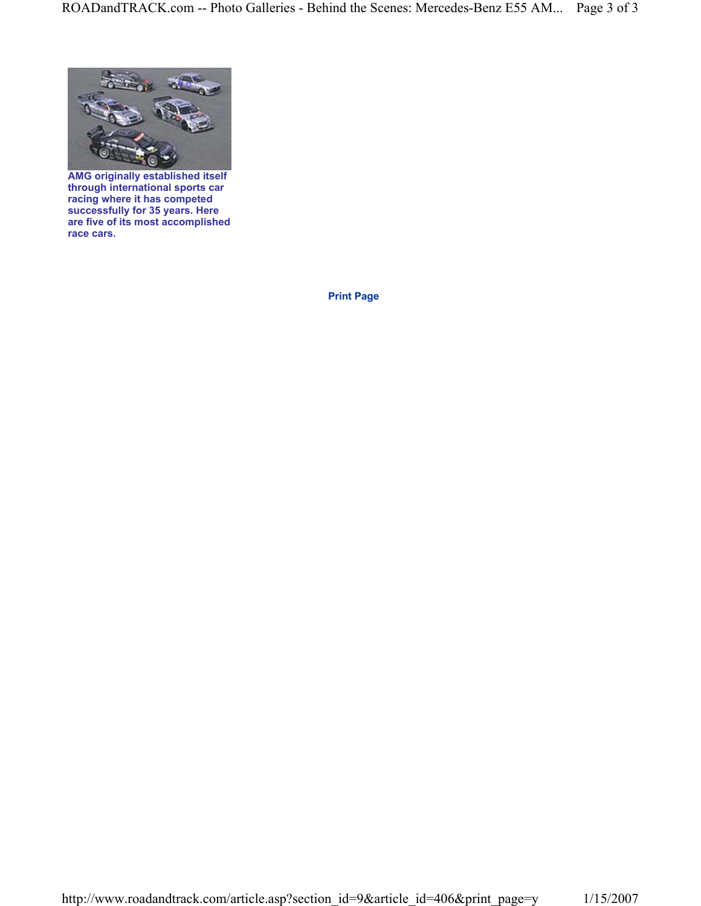**AMG originally established itself through international sports car racing where it has competed successfully for 35 years. Here are five of its most accomplished race cars.**

**Print Page**